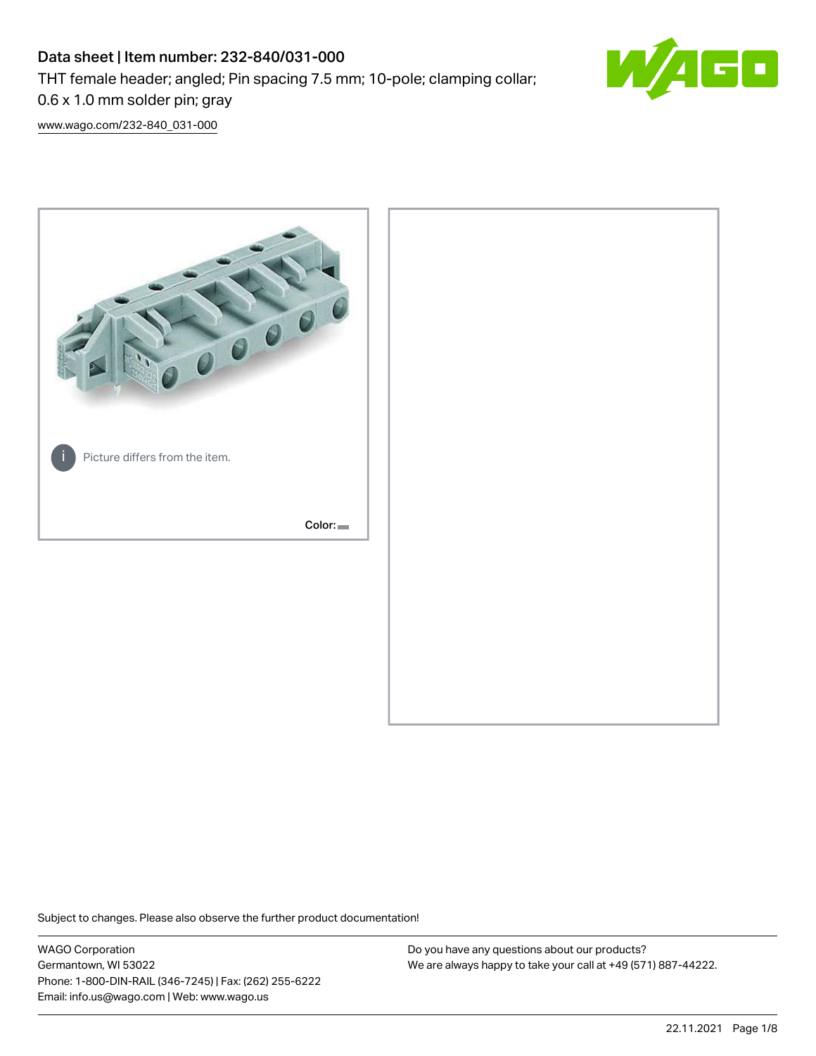# Data sheet | Item number: 232-840/031-000

THT female header; angled; Pin spacing 7.5 mm; 10-pole; clamping collar; 0.6 x 1.0 mm solder pin; gray

www.wago.com/232-840_031-000

Picture differs from the item.

Color:

Subject to changes. Please also observe the further product documentation!

WAGO Corporation
Germantown, WI 53022
Phone: 1-800-DIN-RAIL (346-7245) | Fax: (262) 255-6222
Email: info.us@wago.com | Web: www.wago.us

Do you have any questions about our products?
We are always happy to take your call at +49 (571) 887-44222.

22.11.2021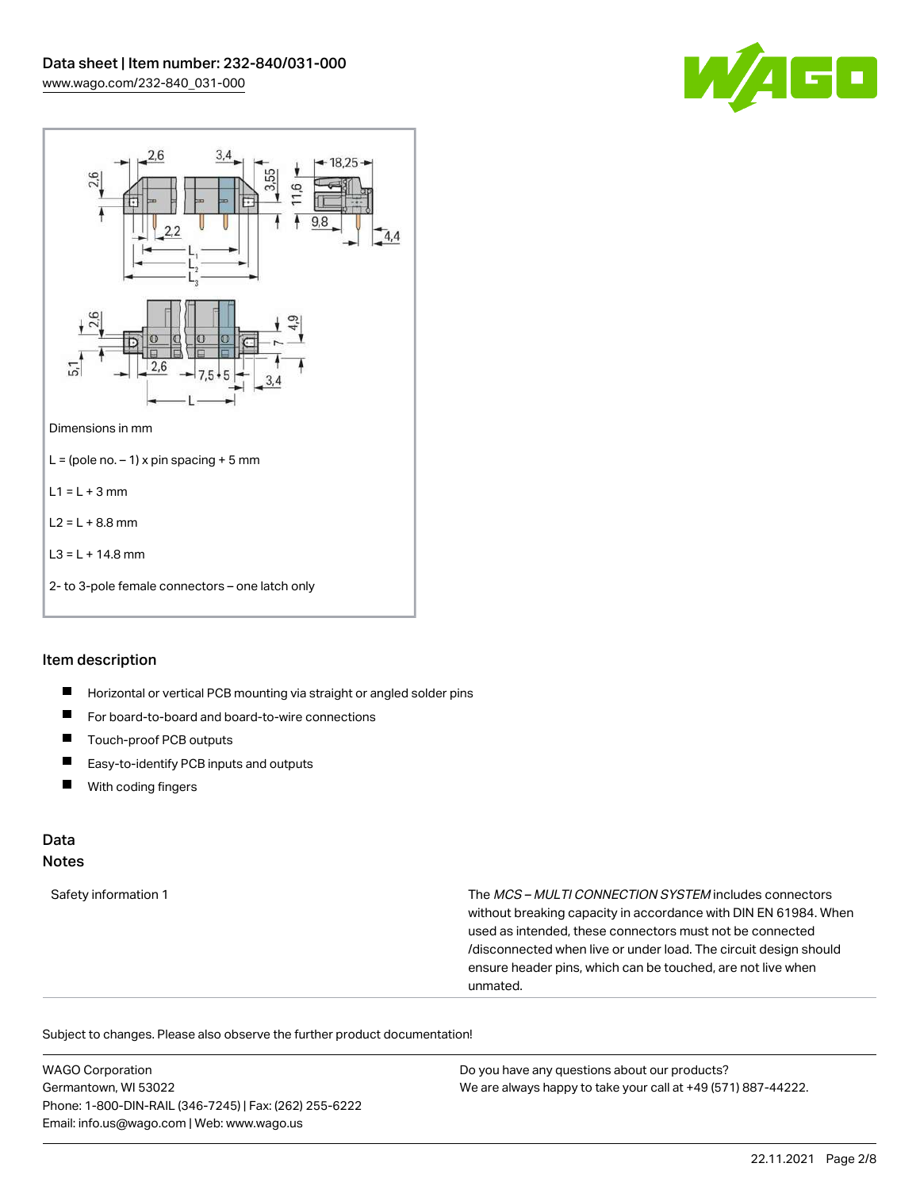Dimensions in mm

L = (pole no. – 1) x pin spacing + 5 mm

L1 = L + 3 mm

L2 = L + 8.8 mm

L3 = L + 14.8 mm

2- to 3-pole female connectors – one latch only

## Item description

- Horizontal or vertical PCB mounting via straight or angled solder pins
- For board-to-board and board-to-wire connections
- Touch-proof PCB outputs
- Easy-to-identify PCB inputs and outputs
- With coding fingers

## Data

### Notes

| Safety information 1 | The *MCS – MULTI CONNECTION SYSTEM* includes connectors without breaking capacity in accordance with DIN EN 61984. When used as intended, these connectors must not be connected /disconnected when live or under load. The circuit design should ensure header pins, which can be touched, are not live when unmated. |
|---|---|

Subject to changes. Please also observe the further product documentation!

WAGO Corporation
Germantown, WI 53022
Phone: 1-800-DIN-RAIL (346-7245) | Fax: (262) 255-6222
Email: info.us@wago.com | Web: www.wago.us

Do you have any questions about our products?
We are always happy to take your call at +49 (571) 887-44222.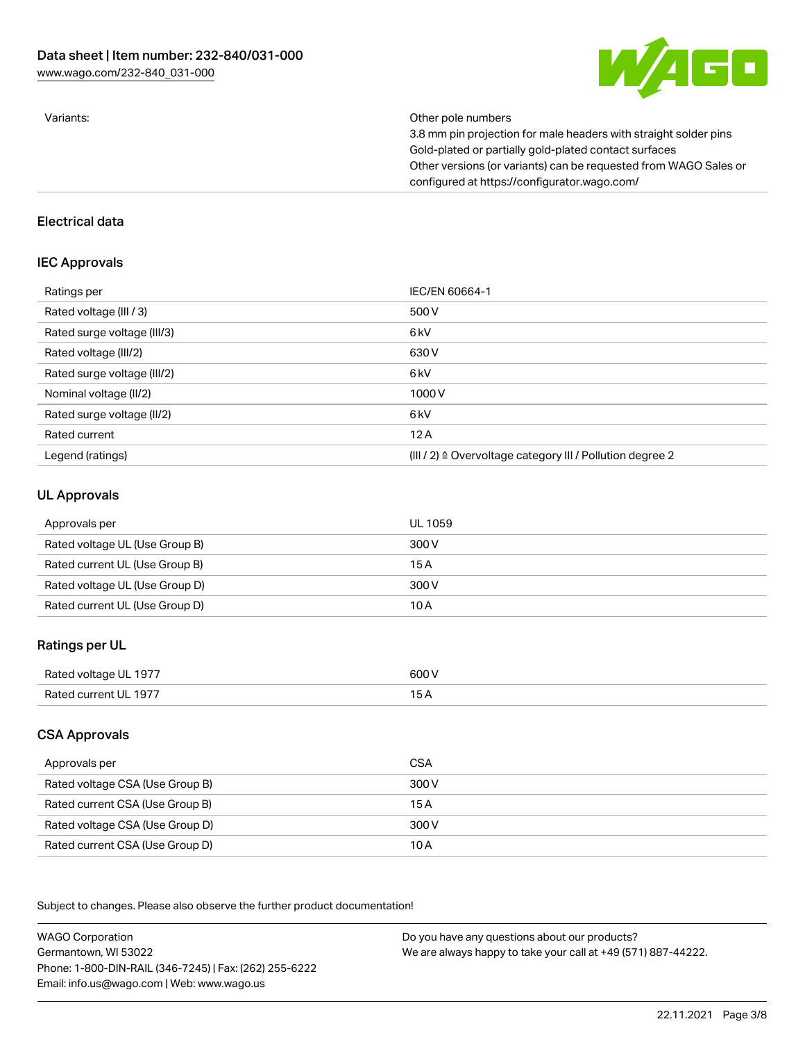| Variants: | Other pole numbers<br>3.8 mm pin projection for male headers with straight solder pins<br>Gold-plated or partially gold-plated contact surfaces<br>Other versions (or variants) can be requested from WAGO Sales or configured at https://configurator.wago.com/ |
|---|---|

## Electrical data

### IEC Approvals

| Ratings per | IEC/EN 60664-1 |
|---|---|
| Rated voltage (III / 3) | 500 V |
| Rated surge voltage (III/3) | 6 kV |
| Rated voltage (III/2) | 630 V |
| Rated surge voltage (III/2) | 6 kV |
| Nominal voltage (II/2) | 1000 V |
| Rated surge voltage (II/2) | 6 kV |
| Rated current | 12 A |
| Legend (ratings) | (III / 2) ≙ Overvoltage category III / Pollution degree 2 |

### UL Approvals

| Approvals per | UL 1059 |
|---|---|
| Rated voltage UL (Use Group B) | 300 V |
| Rated current UL (Use Group B) | 15 A |
| Rated voltage UL (Use Group D) | 300 V |
| Rated current UL (Use Group D) | 10 A |

### Ratings per UL

| Rated voltage UL 1977 | 600 V |
|---|---|
| Rated current UL 1977 | 15 A |

### CSA Approvals

| Approvals per | CSA |
|---|---|
| Rated voltage CSA (Use Group B) | 300 V |
| Rated current CSA (Use Group B) | 15 A |
| Rated voltage CSA (Use Group D) | 300 V |
| Rated current CSA (Use Group D) | 10 A |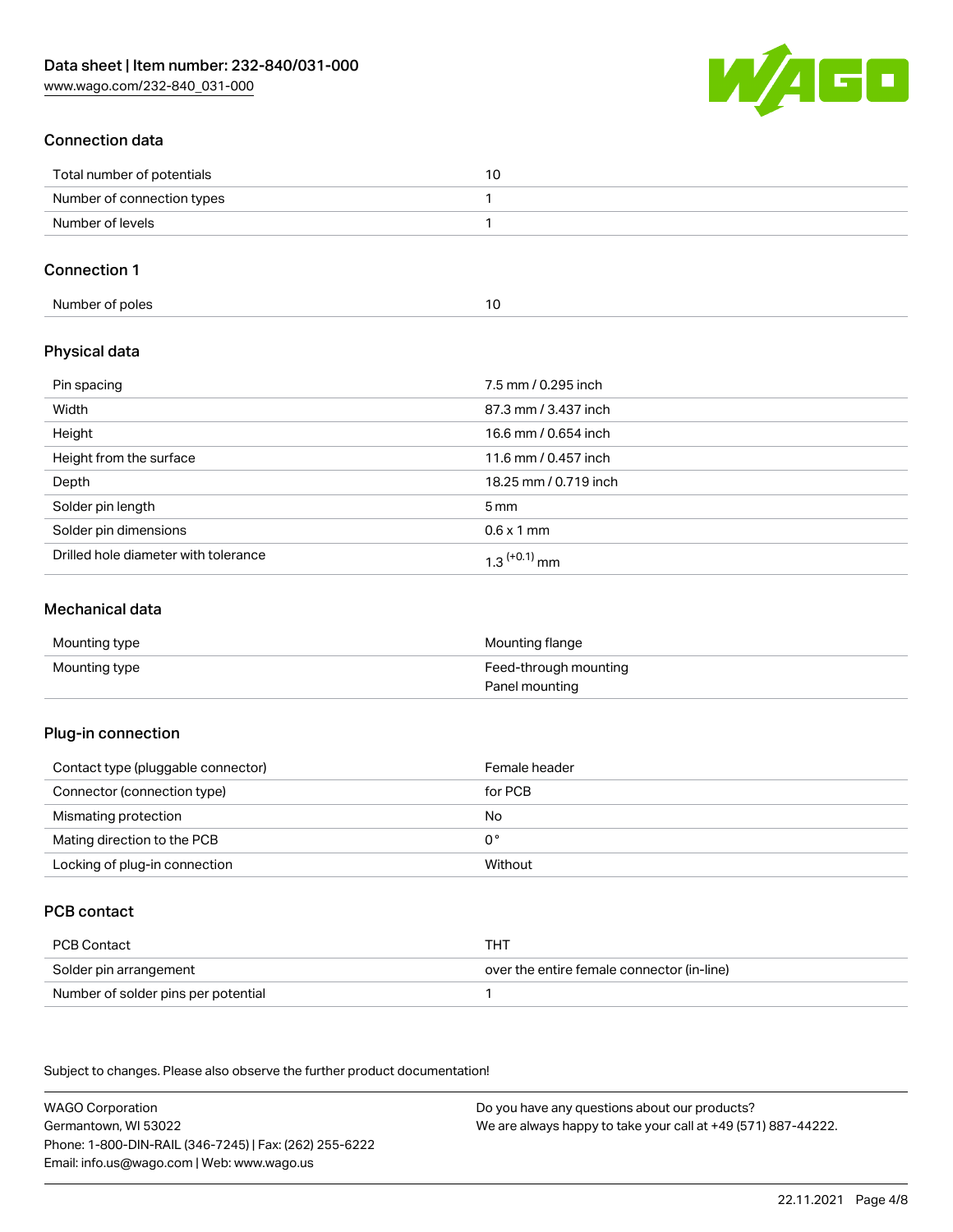## Connection data

| | |
|---|---|
| Total number of potentials | 10 |
| Number of connection types | 1 |
| Number of levels | 1 |

## Connection 1

| | |
|---|---|
| Number of poles | 10 |

## Physical data

| | |
|---|---|
| Pin spacing | 7.5 mm / 0.295 inch |
| Width | 87.3 mm / 3.437 inch |
| Height | 16.6 mm / 0.654 inch |
| Height from the surface | 11.6 mm / 0.457 inch |
| Depth | 18.25 mm / 0.719 inch |
| Solder pin length | 5 mm |
| Solder pin dimensions | 0.6 x 1 mm |
| Drilled hole diameter with tolerance | $1.3^{(+0.1)}$ mm |

## Mechanical data

| | |
|---|---|
| Mounting type | Mounting flange |
| Mounting type | Feed-through mounting<br>Panel mounting |

## Plug-in connection

| | |
|---|---|
| Contact type (pluggable connector) | Female header |
| Connector (connection type) | for PCB |
| Mismating protection | No |
| Mating direction to the PCB | 0° |
| Locking of plug-in connection | Without |

## PCB contact

| | |
|---|---|
| PCB Contact | THT |
| Solder pin arrangement | over the entire female connector (in-line) |
| Number of solder pins per potential | 1 |

Subject to changes. Please also observe the further product documentation!

WAGO Corporation
Germantown, WI 53022
Phone: 1-800-DIN-RAIL (346-7245) | Fax: (262) 255-6222
Email: info.us@wago.com | Web: www.wago.us

Do you have any questions about our products?
We are always happy to take your call at +49 (571) 887-44222.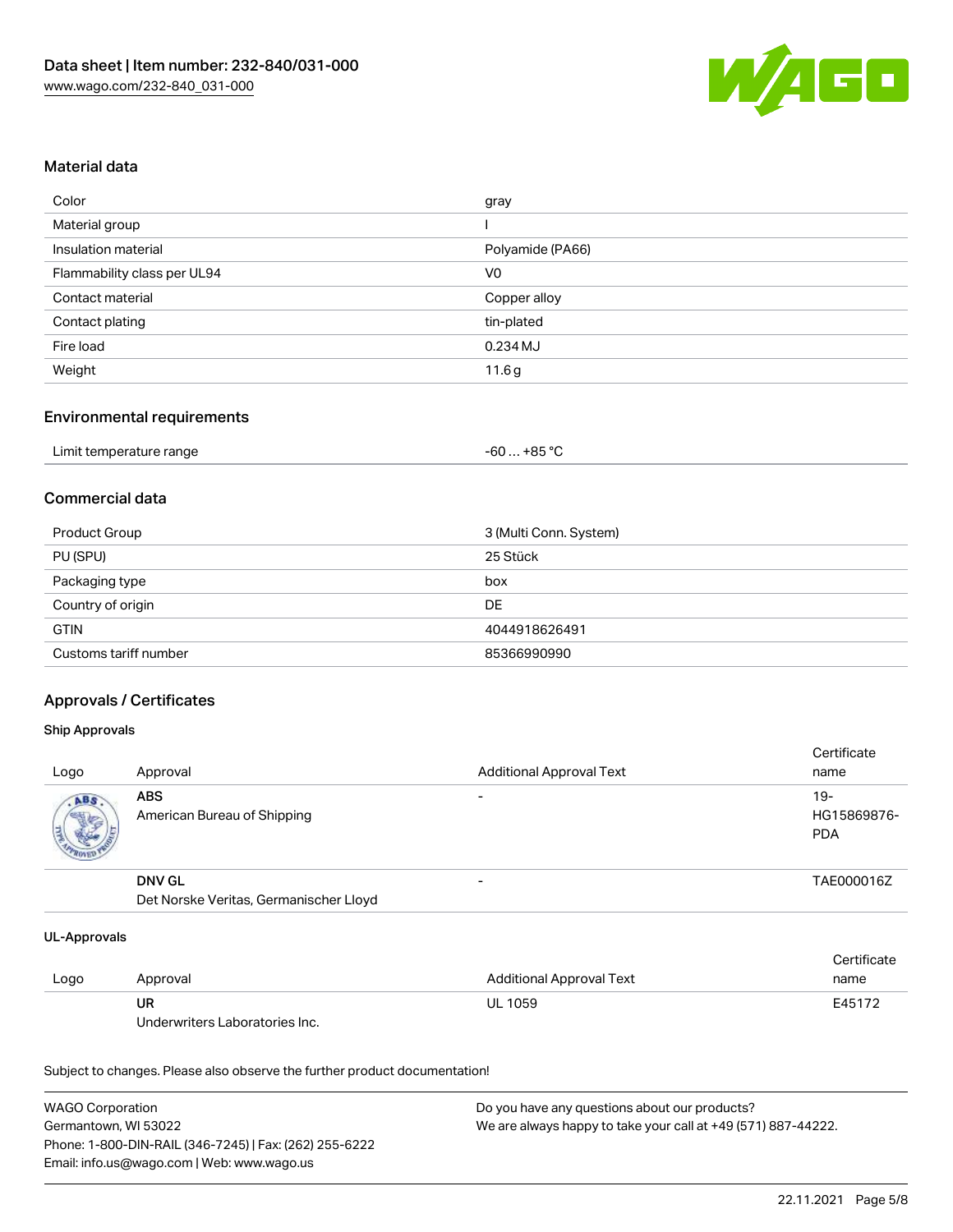## Material data

| | |
|---|---|
| Color | gray |
| Material group | I |
| Insulation material | Polyamide (PA66) |
| Flammability class per UL94 | V0 |
| Contact material | Copper alloy |
| Contact plating | tin-plated |
| Fire load | 0.234 MJ |
| Weight | 11.6 g |

## Environmental requirements

| | |
|---|---|
| Limit temperature range | -60 … +85 °C |

## Commercial data

| | |
|---|---|
| Product Group | 3 (Multi Conn. System) |
| PU (SPU) | 25 Stück |
| Packaging type | box |
| Country of origin | DE |
| GTIN | 4044918626491 |
| Customs tariff number | 85366990990 |

## Approvals / Certificates

### Ship Approvals

| Logo | Approval | Additional Approval Text | Certificate name |
|---|---|---|---|
| | **ABS**<br>American Bureau of Shipping | - | 19-HG15869876-PDA |
| | **DNV GL**<br>Det Norske Veritas, Germanischer Lloyd | - | TAE000016Z |

### UL-Approvals

| Logo | Approval | Additional Approval Text | Certificate name |
|---|---|---|---|
| | **UR**<br>Underwriters Laboratories Inc. | UL 1059 | E45172 |

Subject to changes. Please also observe the further product documentation!

WAGO Corporation
Germantown, WI 53022
Phone: 1-800-DIN-RAIL (346-7245) | Fax: (262) 255-6222
Email: info.us@wago.com | Web: www.wago.us

Do you have any questions about our products?
We are always happy to take your call at +49 (571) 887-44222.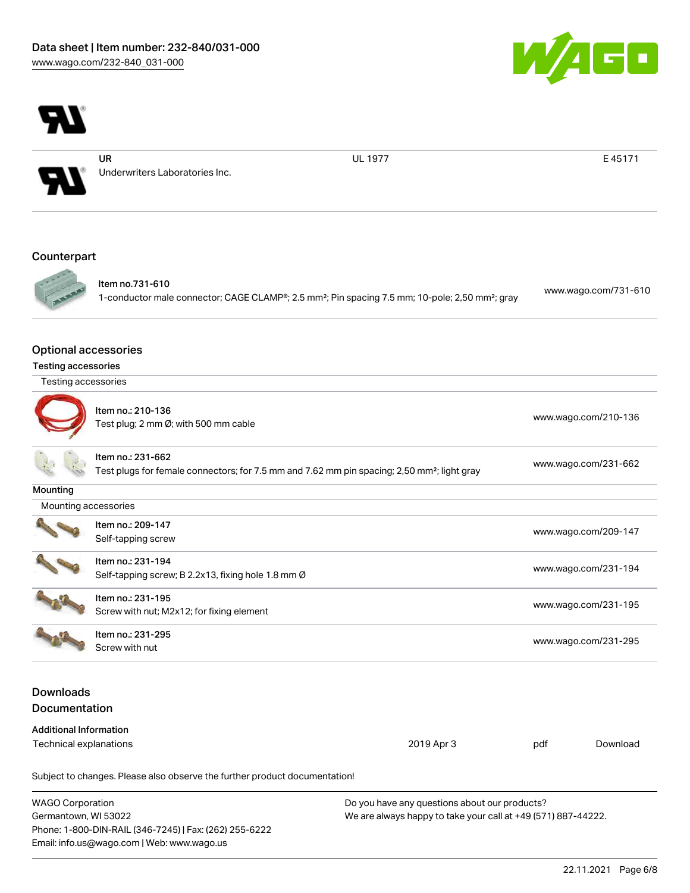| | | | |
|---|---|---|---|
| | UR<br>Underwriters Laboratories Inc. | UL 1977 | E 45171 |

## Counterpart

| | |
|---|---|
| Item no.731-610<br>1-conductor male connector; CAGE CLAMP®; 2.5 mm²; Pin spacing 7.5 mm; 10-pole; 2,50 mm²; gray | www.wago.com/731-610 |

## Optional accessories

### Testing accessories

| Testing accessories | |
|---|---|
| Item no.: 210-136<br>Test plug; 2 mm Ø; with 500 mm cable | www.wago.com/210-136 |
| Item no.: 231-662<br>Test plugs for female connectors; for 7.5 mm and 7.62 mm pin spacing; 2,50 mm²; light gray | www.wago.com/231-662 |

### Mounting

| Mounting accessories | |
|---|---|
| Item no.: 209-147<br>Self-tapping screw | www.wago.com/209-147 |
| Item no.: 231-194<br>Self-tapping screw; B 2.2x13, fixing hole 1.8 mm Ø | www.wago.com/231-194 |
| Item no.: 231-195<br>Screw with nut; M2x12; for fixing element | www.wago.com/231-195 |
| Item no.: 231-295<br>Screw with nut | www.wago.com/231-295 |

## Downloads

## Documentation

### Additional Information

| | | | |
|---|---|---|---|
| Technical explanations | 2019 Apr 3 | pdf | Download |

Subject to changes. Please also observe the further product documentation!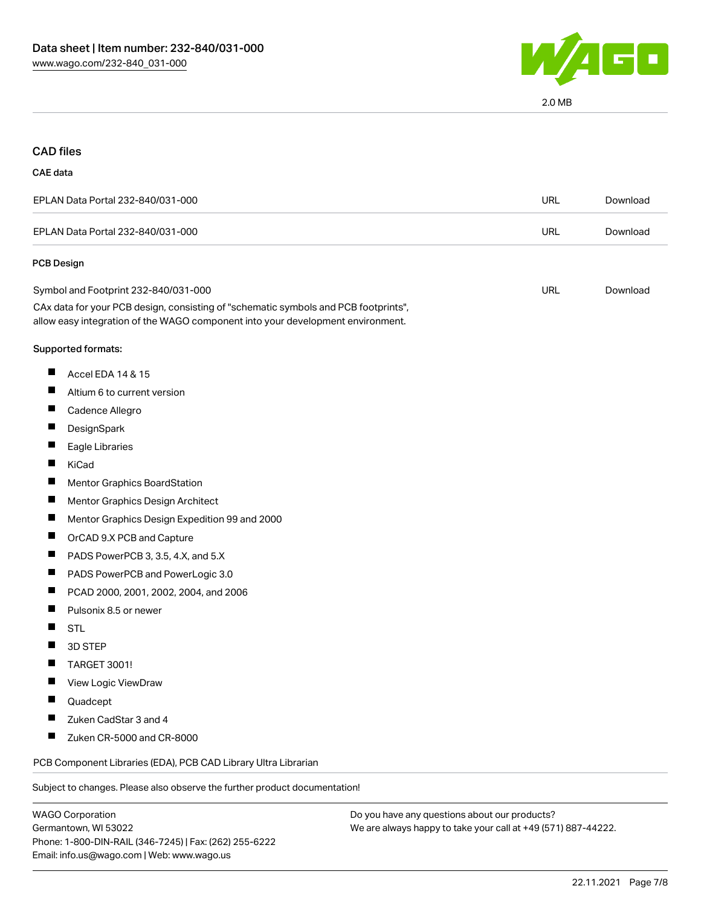2.0 MB

## CAD files

### CAE data

| | | |
|---|---|---|
| EPLAN Data Portal 232-840/031-000 | URL | Download |
| EPLAN Data Portal 232-840/031-000 | URL | Download |

### PCB Design

| | | |
|---|---|---|
| Symbol and Footprint 232-840/031-000 | URL | Download |

CAx data for your PCB design, consisting of "schematic symbols and PCB footprints", allow easy integration of the WAGO component into your development environment.

Supported formats:

- Accel EDA 14 & 15
- Altium 6 to current version
- Cadence Allegro
- DesignSpark
- Eagle Libraries
- KiCad
- Mentor Graphics BoardStation
- Mentor Graphics Design Architect
- Mentor Graphics Design Expedition 99 and 2000
- OrCAD 9.X PCB and Capture
- PADS PowerPCB 3, 3.5, 4.X, and 5.X
- PADS PowerPCB and PowerLogic 3.0
- PCAD 2000, 2001, 2002, 2004, and 2006
- Pulsonix 8.5 or newer
- STL
- 3D STEP
- TARGET 3001!
- View Logic ViewDraw
- Quadcept
- Zuken CadStar 3 and 4
- Zuken CR-5000 and CR-8000

PCB Component Libraries (EDA), PCB CAD Library Ultra Librarian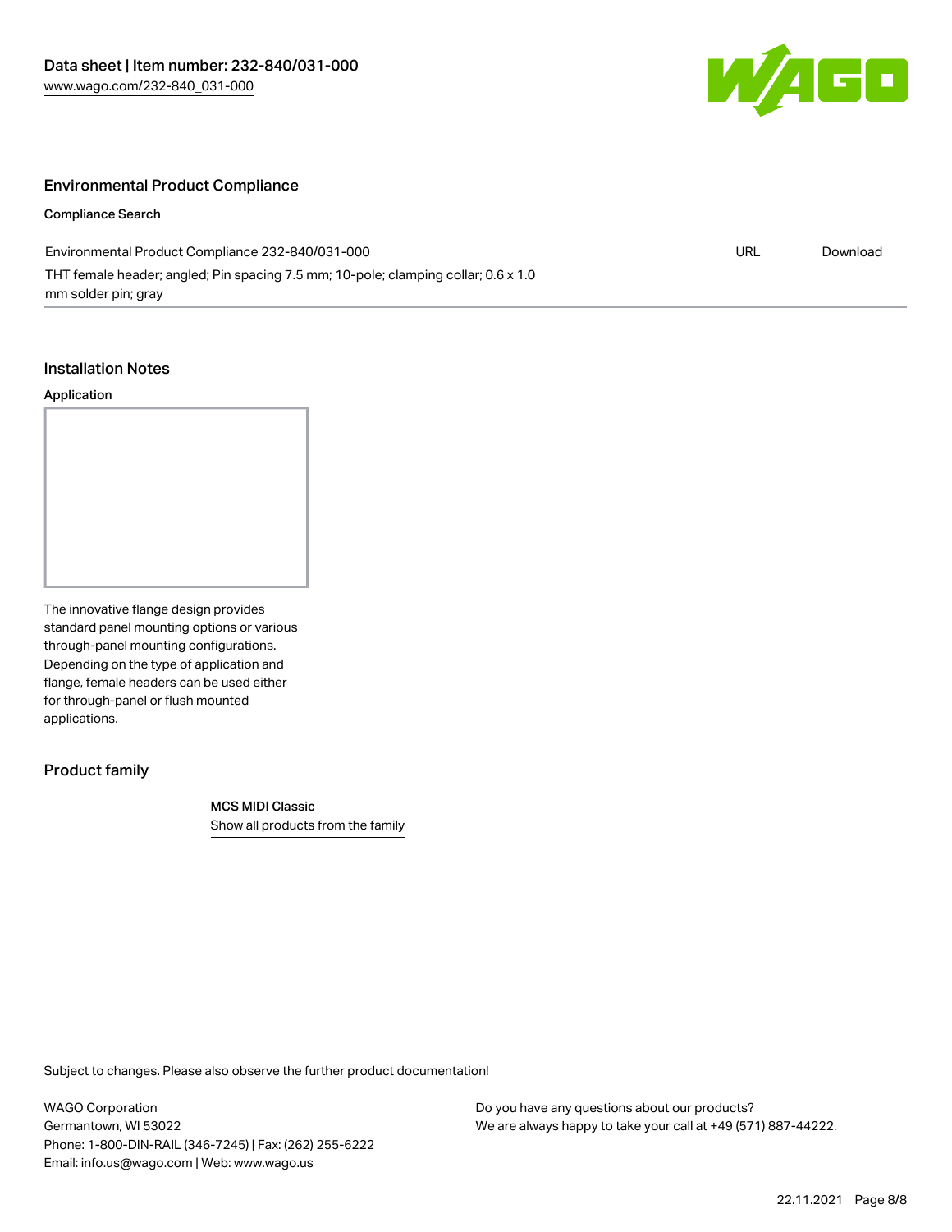## Environmental Product Compliance

**Compliance Search**

| | | |
|---|---|---|
| Environmental Product Compliance 232-840/031-000<br>THT female header; angled; Pin spacing 7.5 mm; 10-pole; clamping collar; 0.6 x 1.0 mm solder pin; gray | URL | Download |

## Installation Notes

**Application**

The innovative flange design provides standard panel mounting options or various through-panel mounting configurations. Depending on the type of application and flange, female headers can be used either for through-panel or flush mounted applications.

## Product family

MCS MIDI Classic
Show all products from the family

Subject to changes. Please also observe the further product documentation!

WAGO Corporation
Germantown, WI 53022
Phone: 1-800-DIN-RAIL (346-7245) | Fax: (262) 255-6222
Email: info.us@wago.com | Web: www.wago.us

Do you have any questions about our products?
We are always happy to take your call at +49 (571) 887-44222.